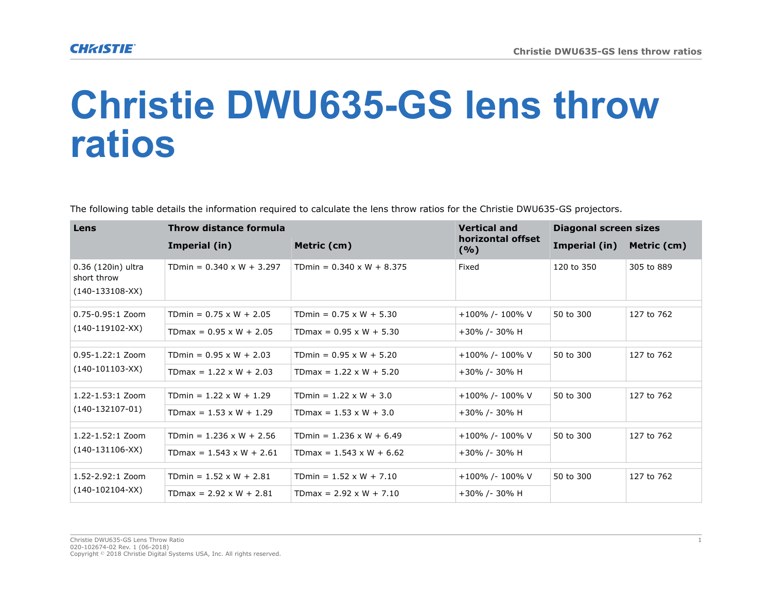# Christie DWU635-GS lens throw ratios

The following table details the information required to calculate the lens throw ratios for the Christie DWU635-GS projectors.

| Lens | Throw distance formula | | Vertical and horizontal offset (%) | Diagonal screen sizes | |
|---|---|---|---|---|---|
| | Imperial (in) | Metric (cm) | | Imperial (in) | Metric (cm) |
| 0.36 (120in) ultra short throw (140-133108-XX) | TDmin = 0.340 x W + 3.297 | TDmin = 0.340 x W + 8.375 | Fixed | 120 to 350 | 305 to 889 |
| 0.75-0.95:1 Zoom (140-119102-XX) | TDmin = 0.75 x W + 2.05 | TDmin = 0.75 x W + 5.30 | +100% /- 100% V | 50 to 300 | 127 to 762 |
| | TDmax = 0.95 x W + 2.05 | TDmax = 0.95 x W + 5.30 | +30% /- 30% H | | |
| 0.95-1.22:1 Zoom (140-101103-XX) | TDmin = 0.95 x W + 2.03 | TDmin = 0.95 x W + 5.20 | +100% /- 100% V | 50 to 300 | 127 to 762 |
| | TDmax = 1.22 x W + 2.03 | TDmax = 1.22 x W + 5.20 | +30% /- 30% H | | |
| 1.22-1.53:1 Zoom (140-132107-01) | TDmin = 1.22 x W + 1.29 | TDmin = 1.22 x W + 3.0 | +100% /- 100% V | 50 to 300 | 127 to 762 |
| | TDmax = 1.53 x W + 1.29 | TDmax = 1.53 x W + 3.0 | +30% /- 30% H | | |
| 1.22-1.52:1 Zoom (140-131106-XX) | TDmin = 1.236 x W + 2.56 | TDmin = 1.236 x W + 6.49 | +100% /- 100% V | 50 to 300 | 127 to 762 |
| | TDmax = 1.543 x W + 2.61 | TDmax = 1.543 x W + 6.62 | +30% /- 30% H | | |
| 1.52-2.92:1 Zoom (140-102104-XX) | TDmin = 1.52 x W + 2.81 | TDmin = 1.52 x W + 7.10 | +100% /- 100% V | 50 to 300 | 127 to 762 |
| | TDmax = 2.92 x W + 2.81 | TDmax = 2.92 x W + 7.10 | +30% /- 30% H | | |

Christie DWU635-GS Lens Throw Ratio
020-102674-02 Rev. 1 (06-2018)
Copyright © 2018 Christie Digital Systems USA, Inc. All rights reserved.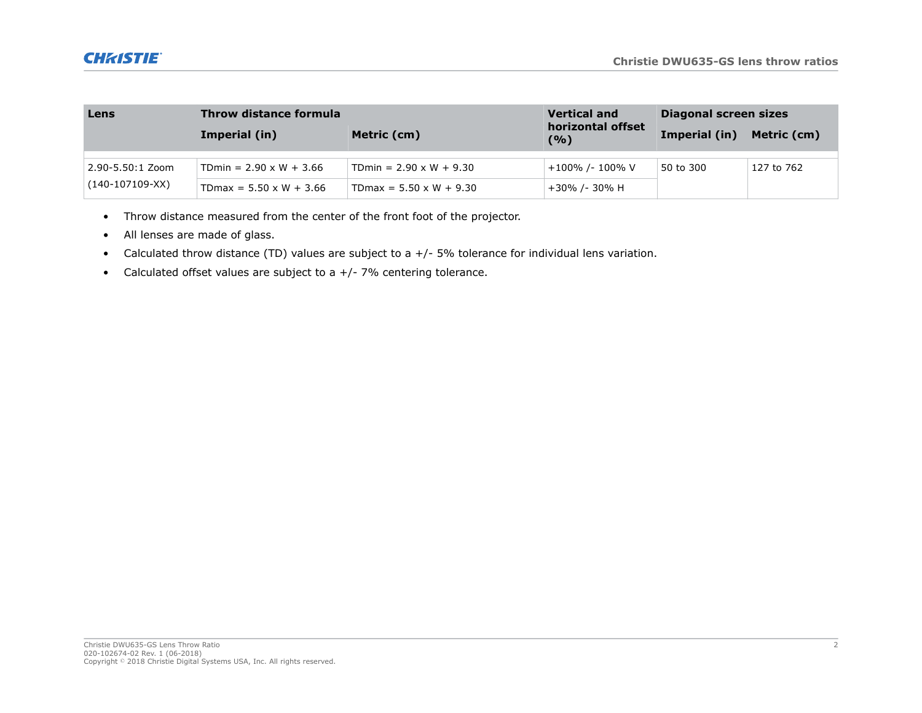| Lens | Throw distance formula | | Vertical and horizontal offset (%) | Diagonal screen sizes | |
|---|---|---|---|---|---|
| | Imperial (in) | Metric (cm) | | Imperial (in) | Metric (cm) |
| 2.90-5.50:1 Zoom (140-107109-XX) | TDmin = 2.90 x W + 3.66 | TDmin = 2.90 x W + 9.30 | +100% /- 100% V | 50 to 300 | 127 to 762 |
| | TDmax = 5.50 x W + 3.66 | TDmax = 5.50 x W + 9.30 | +30% /- 30% H | | |

- Throw distance measured from the center of the front foot of the projector.
- All lenses are made of glass.
- Calculated throw distance (TD) values are subject to a +/- 5% tolerance for individual lens variation.
- Calculated offset values are subject to a +/- 7% centering tolerance.